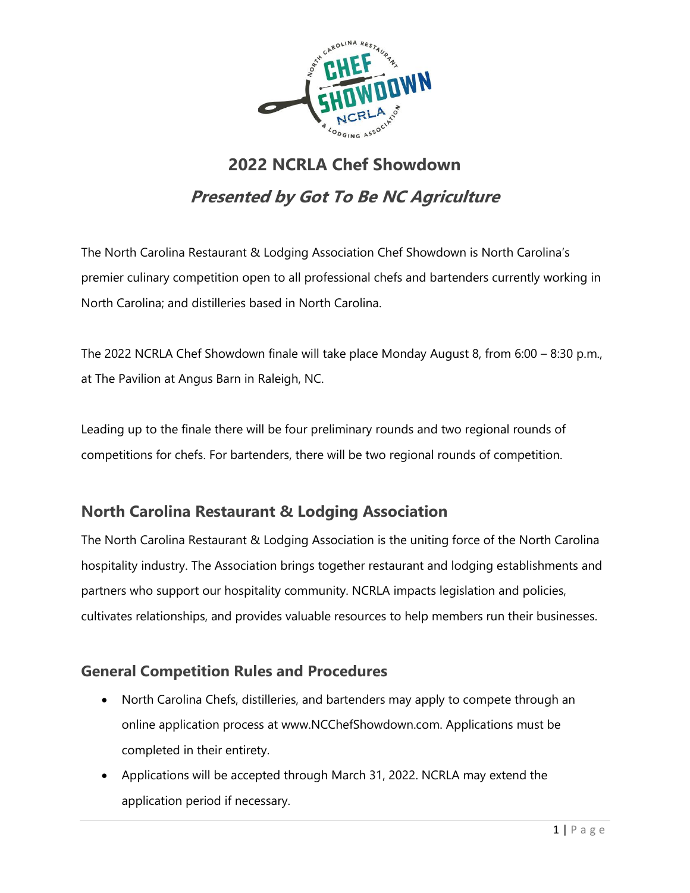# 2022 NCRLA Chef Showdown

## *Presented by Got To Be NC Agriculture*

The North Carolina Restaurant & Lodging Association Chef Showdown is North Carolina's premier culinary competition open to all professional chefs and bartenders currently working in North Carolina; and distilleries based in North Carolina.

The 2022 NCRLA Chef Showdown finale will take place Monday August 8, from 6:00 – 8:30 p.m., at The Pavilion at Angus Barn in Raleigh, NC.

Leading up to the finale there will be four preliminary rounds and two regional rounds of competitions for chefs. For bartenders, there will be two regional rounds of competition.

## North Carolina Restaurant & Lodging Association

The North Carolina Restaurant & Lodging Association is the uniting force of the North Carolina hospitality industry. The Association brings together restaurant and lodging establishments and partners who support our hospitality community. NCRLA impacts legislation and policies, cultivates relationships, and provides valuable resources to help members run their businesses.

## General Competition Rules and Procedures

- North Carolina Chefs, distilleries, and bartenders may apply to compete through an online application process at www.NCChefShowdown.com. Applications must be completed in their entirety.
- Applications will be accepted through March 31, 2022. NCRLA may extend the application period if necessary.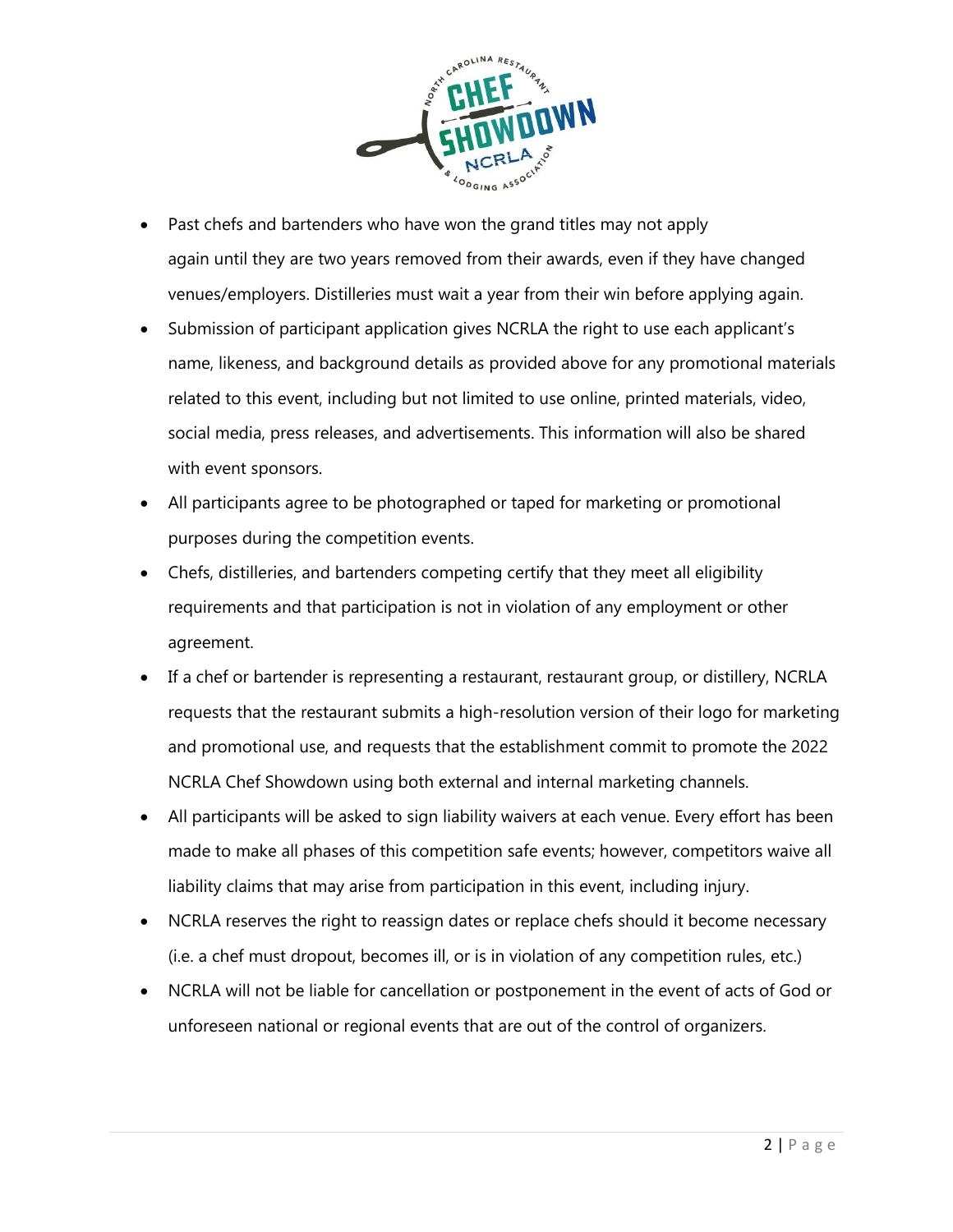- Past chefs and bartenders who have won the grand titles may not apply again until they are two years removed from their awards, even if they have changed venues/employers. Distilleries must wait a year from their win before applying again.
- Submission of participant application gives NCRLA the right to use each applicant's name, likeness, and background details as provided above for any promotional materials related to this event, including but not limited to use online, printed materials, video, social media, press releases, and advertisements. This information will also be shared with event sponsors.
- All participants agree to be photographed or taped for marketing or promotional purposes during the competition events.
- Chefs, distilleries, and bartenders competing certify that they meet all eligibility requirements and that participation is not in violation of any employment or other agreement.
- If a chef or bartender is representing a restaurant, restaurant group, or distillery, NCRLA requests that the restaurant submits a high-resolution version of their logo for marketing and promotional use, and requests that the establishment commit to promote the 2022 NCRLA Chef Showdown using both external and internal marketing channels.
- All participants will be asked to sign liability waivers at each venue. Every effort has been made to make all phases of this competition safe events; however, competitors waive all liability claims that may arise from participation in this event, including injury.
- NCRLA reserves the right to reassign dates or replace chefs should it become necessary (i.e. a chef must dropout, becomes ill, or is in violation of any competition rules, etc.)
- NCRLA will not be liable for cancellation or postponement in the event of acts of God or unforeseen national or regional events that are out of the control of organizers.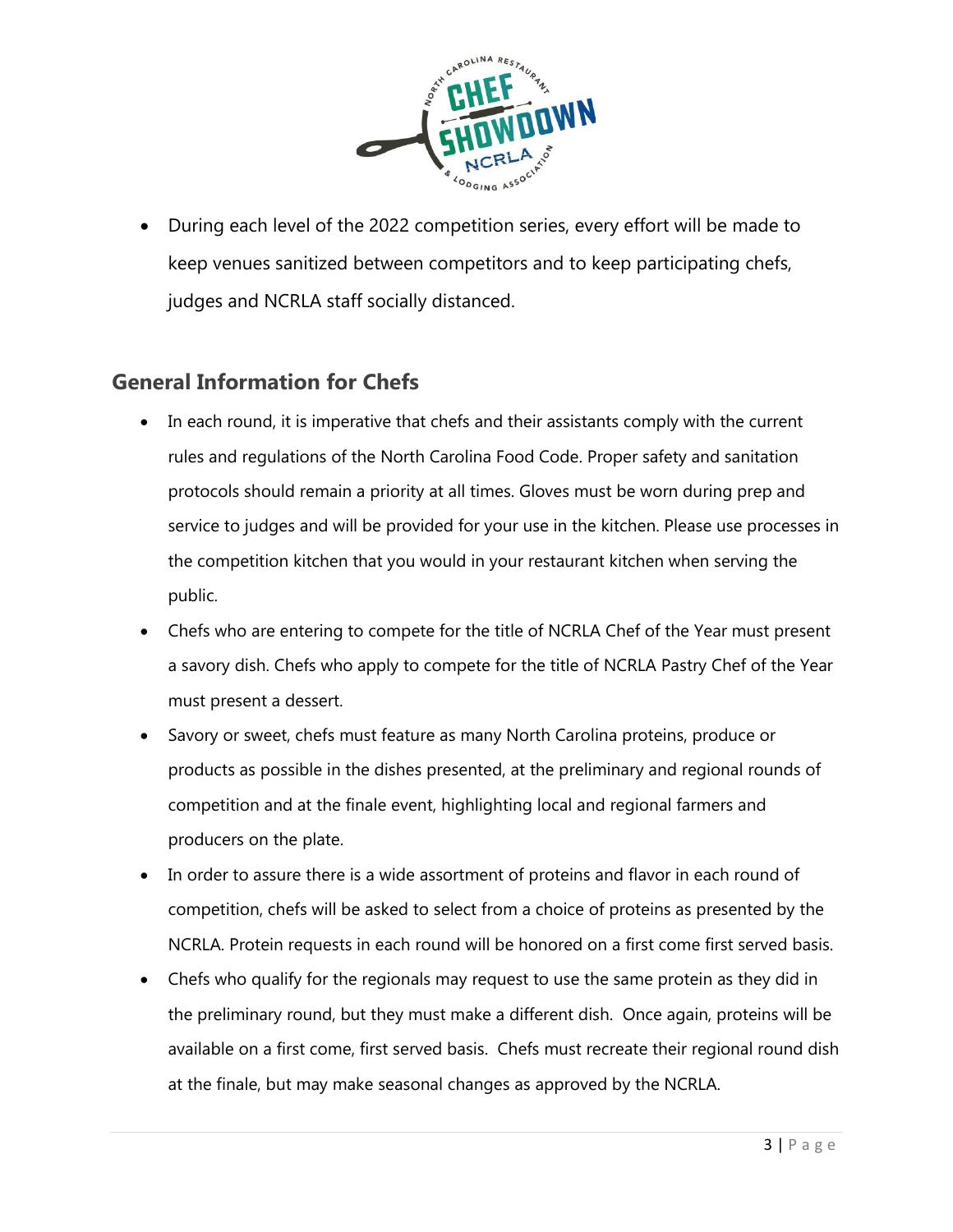- During each level of the 2022 competition series, every effort will be made to keep venues sanitized between competitors and to keep participating chefs, judges and NCRLA staff socially distanced.

## General Information for Chefs

- In each round, it is imperative that chefs and their assistants comply with the current rules and regulations of the North Carolina Food Code. Proper safety and sanitation protocols should remain a priority at all times. Gloves must be worn during prep and service to judges and will be provided for your use in the kitchen. Please use processes in the competition kitchen that you would in your restaurant kitchen when serving the public.
- Chefs who are entering to compete for the title of NCRLA Chef of the Year must present a savory dish. Chefs who apply to compete for the title of NCRLA Pastry Chef of the Year must present a dessert.
- Savory or sweet, chefs must feature as many North Carolina proteins, produce or products as possible in the dishes presented, at the preliminary and regional rounds of competition and at the finale event, highlighting local and regional farmers and producers on the plate.
- In order to assure there is a wide assortment of proteins and flavor in each round of competition, chefs will be asked to select from a choice of proteins as presented by the NCRLA. Protein requests in each round will be honored on a first come first served basis.
- Chefs who qualify for the regionals may request to use the same protein as they did in the preliminary round, but they must make a different dish. Once again, proteins will be available on a first come, first served basis. Chefs must recreate their regional round dish at the finale, but may make seasonal changes as approved by the NCRLA.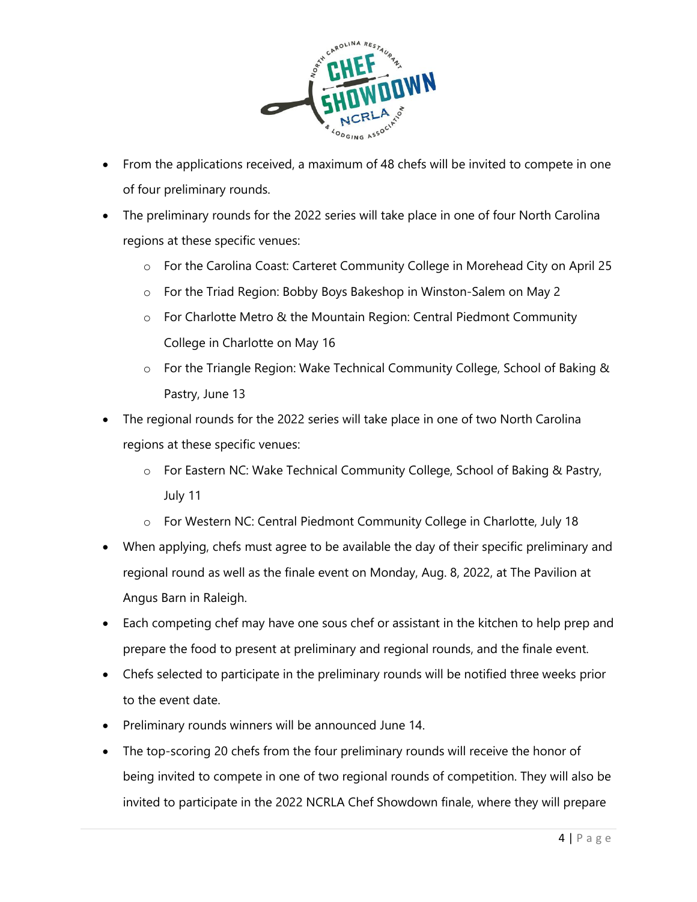- From the applications received, a maximum of 48 chefs will be invited to compete in one of four preliminary rounds.
- The preliminary rounds for the 2022 series will take place in one of four North Carolina regions at these specific venues:
  - For the Carolina Coast: Carteret Community College in Morehead City on April 25
  - For the Triad Region: Bobby Boys Bakeshop in Winston-Salem on May 2
  - For Charlotte Metro & the Mountain Region: Central Piedmont Community College in Charlotte on May 16
  - For the Triangle Region: Wake Technical Community College, School of Baking & Pastry, June 13
- The regional rounds for the 2022 series will take place in one of two North Carolina regions at these specific venues:
  - For Eastern NC: Wake Technical Community College, School of Baking & Pastry, July 11
  - For Western NC: Central Piedmont Community College in Charlotte, July 18
- When applying, chefs must agree to be available the day of their specific preliminary and regional round as well as the finale event on Monday, Aug. 8, 2022, at The Pavilion at Angus Barn in Raleigh.
- Each competing chef may have one sous chef or assistant in the kitchen to help prep and prepare the food to present at preliminary and regional rounds, and the finale event.
- Chefs selected to participate in the preliminary rounds will be notified three weeks prior to the event date.
- Preliminary rounds winners will be announced June 14.
- The top-scoring 20 chefs from the four preliminary rounds will receive the honor of being invited to compete in one of two regional rounds of competition. They will also be invited to participate in the 2022 NCRLA Chef Showdown finale, where they will prepare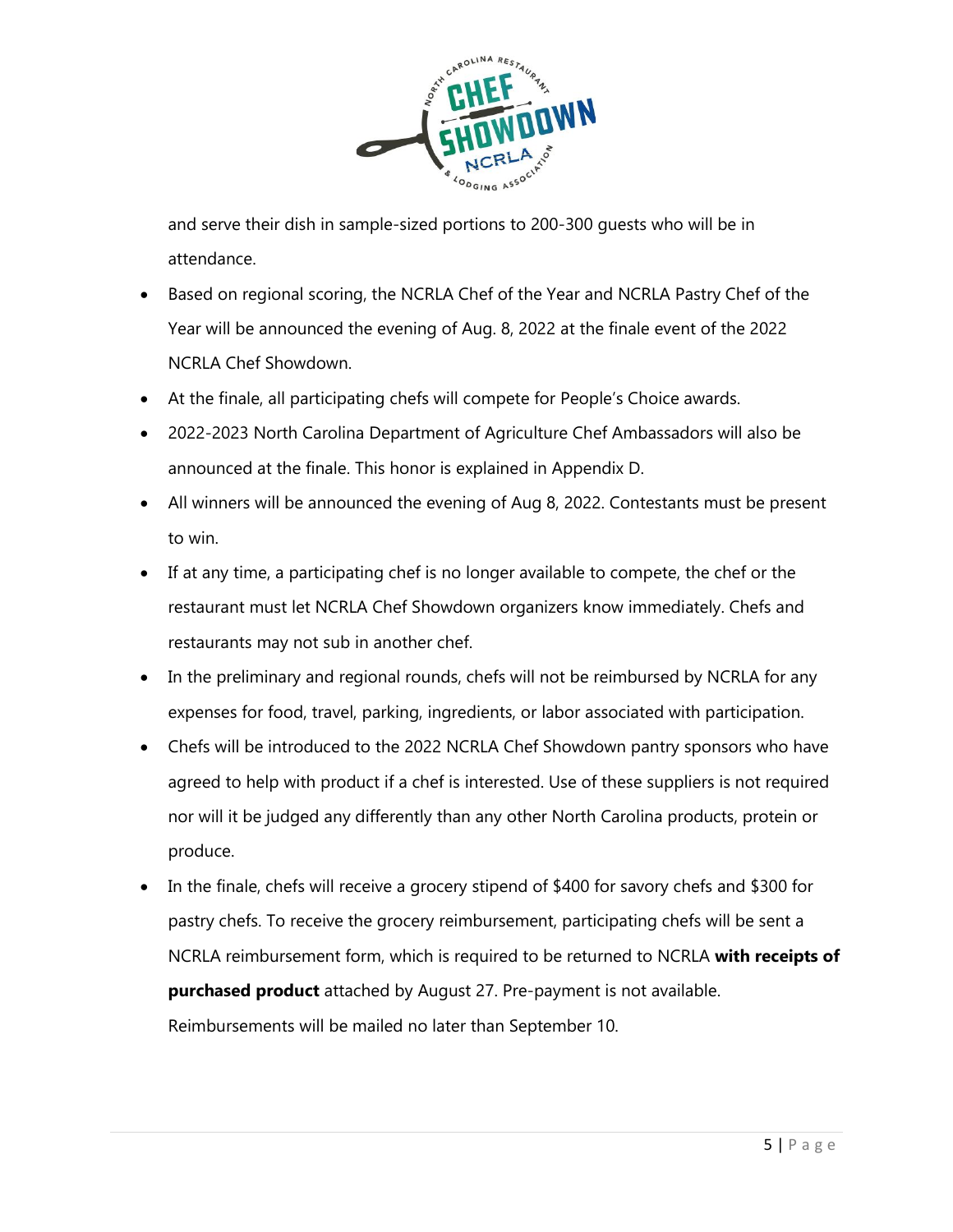and serve their dish in sample-sized portions to 200-300 guests who will be in attendance.

- Based on regional scoring, the NCRLA Chef of the Year and NCRLA Pastry Chef of the Year will be announced the evening of Aug. 8, 2022 at the finale event of the 2022 NCRLA Chef Showdown.
- At the finale, all participating chefs will compete for People's Choice awards.
- 2022-2023 North Carolina Department of Agriculture Chef Ambassadors will also be announced at the finale. This honor is explained in Appendix D.
- All winners will be announced the evening of Aug 8, 2022. Contestants must be present to win.
- If at any time, a participating chef is no longer available to compete, the chef or the restaurant must let NCRLA Chef Showdown organizers know immediately. Chefs and restaurants may not sub in another chef.
- In the preliminary and regional rounds, chefs will not be reimbursed by NCRLA for any expenses for food, travel, parking, ingredients, or labor associated with participation.
- Chefs will be introduced to the 2022 NCRLA Chef Showdown pantry sponsors who have agreed to help with product if a chef is interested. Use of these suppliers is not required nor will it be judged any differently than any other North Carolina products, protein or produce.
- In the finale, chefs will receive a grocery stipend of $400 for savory chefs and $300 for pastry chefs. To receive the grocery reimbursement, participating chefs will be sent a NCRLA reimbursement form, which is required to be returned to NCRLA **with receipts of purchased product** attached by August 27. Pre-payment is not available. Reimbursements will be mailed no later than September 10.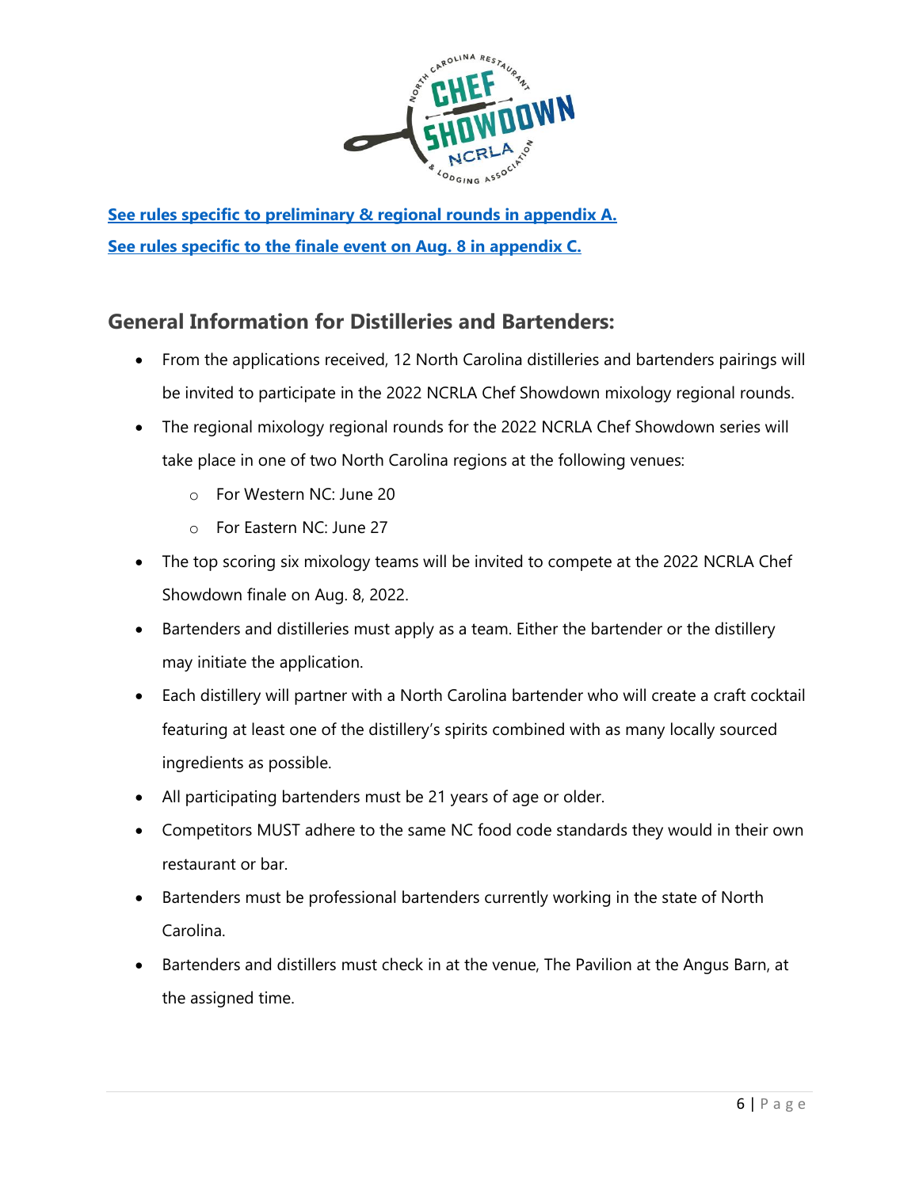**See rules specific to preliminary & regional rounds in appendix A.**

**See rules specific to the finale event on Aug. 8 in appendix C.**

## General Information for Distilleries and Bartenders:

- From the applications received, 12 North Carolina distilleries and bartenders pairings will be invited to participate in the 2022 NCRLA Chef Showdown mixology regional rounds.
- The regional mixology regional rounds for the 2022 NCRLA Chef Showdown series will take place in one of two North Carolina regions at the following venues:
    - For Western NC: June 20
    - For Eastern NC: June 27
- The top scoring six mixology teams will be invited to compete at the 2022 NCRLA Chef Showdown finale on Aug. 8, 2022.
- Bartenders and distilleries must apply as a team. Either the bartender or the distillery may initiate the application.
- Each distillery will partner with a North Carolina bartender who will create a craft cocktail featuring at least one of the distillery's spirits combined with as many locally sourced ingredients as possible.
- All participating bartenders must be 21 years of age or older.
- Competitors MUST adhere to the same NC food code standards they would in their own restaurant or bar.
- Bartenders must be professional bartenders currently working in the state of North Carolina.
- Bartenders and distillers must check in at the venue, The Pavilion at the Angus Barn, at the assigned time.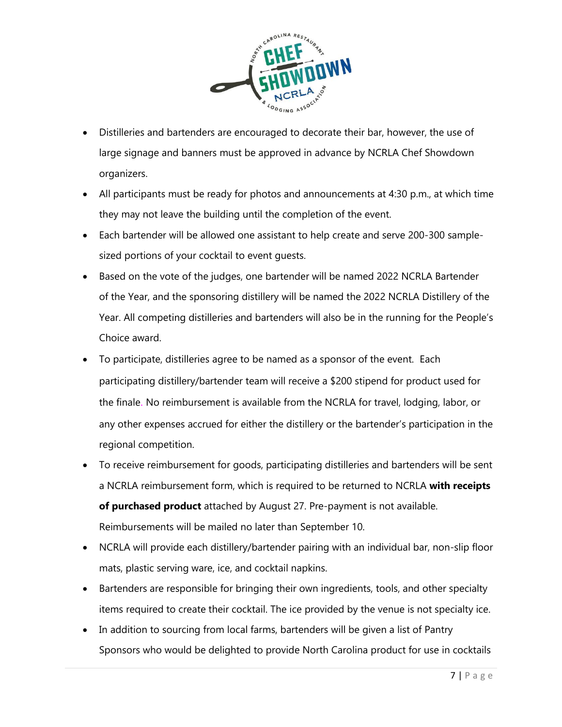- Distilleries and bartenders are encouraged to decorate their bar, however, the use of large signage and banners must be approved in advance by NCRLA Chef Showdown organizers.
- All participants must be ready for photos and announcements at 4:30 p.m., at which time they may not leave the building until the completion of the event.
- Each bartender will be allowed one assistant to help create and serve 200-300 sample-sized portions of your cocktail to event guests.
- Based on the vote of the judges, one bartender will be named 2022 NCRLA Bartender of the Year, and the sponsoring distillery will be named the 2022 NCRLA Distillery of the Year. All competing distilleries and bartenders will also be in the running for the People's Choice award.
- To participate, distilleries agree to be named as a sponsor of the event. Each participating distillery/bartender team will receive a $200 stipend for product used for the finale. No reimbursement is available from the NCRLA for travel, lodging, labor, or any other expenses accrued for either the distillery or the bartender's participation in the regional competition.
- To receive reimbursement for goods, participating distilleries and bartenders will be sent a NCRLA reimbursement form, which is required to be returned to NCRLA **with receipts of purchased product** attached by August 27. Pre-payment is not available. Reimbursements will be mailed no later than September 10.
- NCRLA will provide each distillery/bartender pairing with an individual bar, non-slip floor mats, plastic serving ware, ice, and cocktail napkins.
- Bartenders are responsible for bringing their own ingredients, tools, and other specialty items required to create their cocktail. The ice provided by the venue is not specialty ice.
- In addition to sourcing from local farms, bartenders will be given a list of Pantry Sponsors who would be delighted to provide North Carolina product for use in cocktails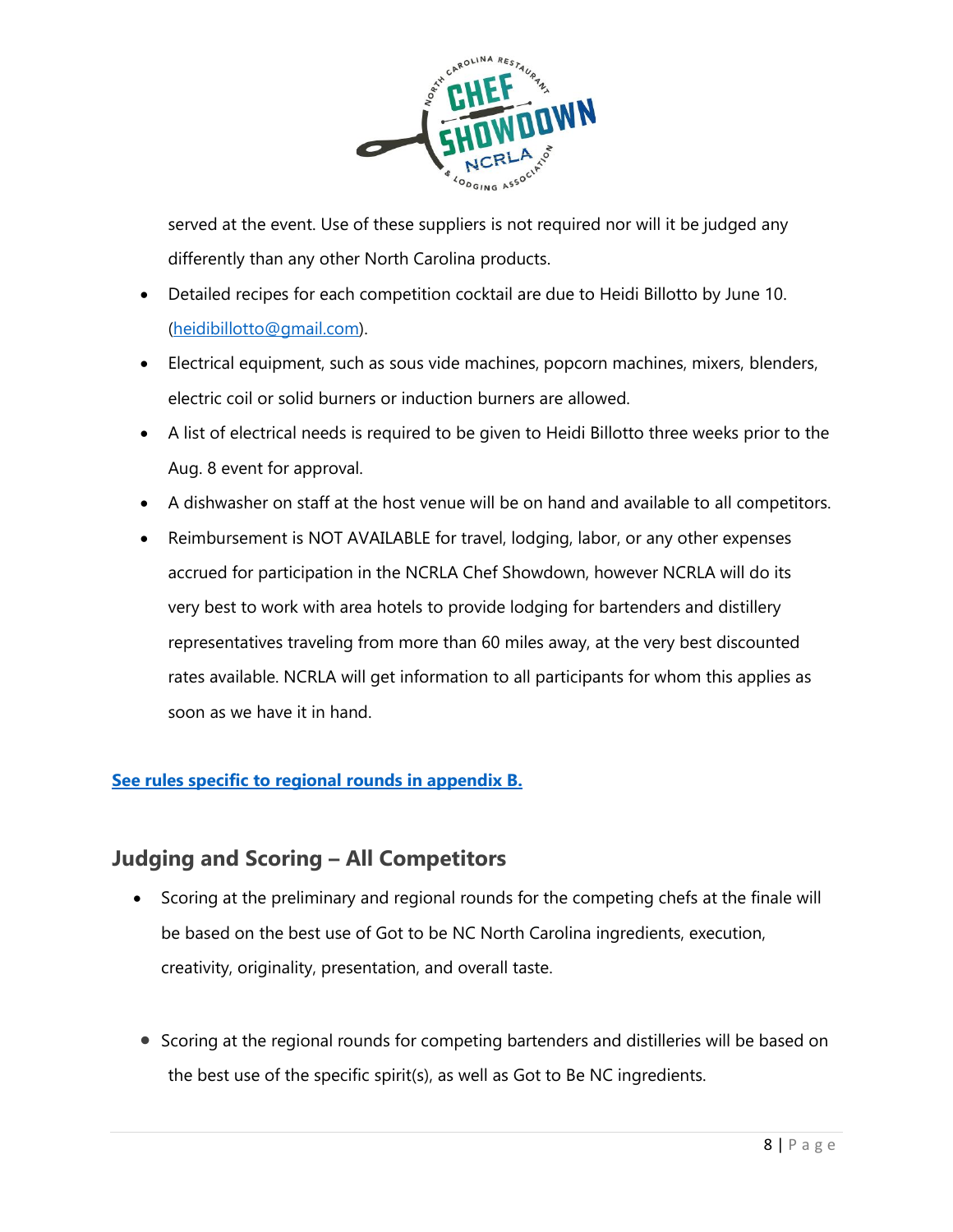served at the event. Use of these suppliers is not required nor will it be judged any differently than any other North Carolina products.

- Detailed recipes for each competition cocktail are due to Heidi Billotto by June 10. (heidibillotto@gmail.com).
- Electrical equipment, such as sous vide machines, popcorn machines, mixers, blenders, electric coil or solid burners or induction burners are allowed.
- A list of electrical needs is required to be given to Heidi Billotto three weeks prior to the Aug. 8 event for approval.
- A dishwasher on staff at the host venue will be on hand and available to all competitors.
- Reimbursement is NOT AVAILABLE for travel, lodging, labor, or any other expenses accrued for participation in the NCRLA Chef Showdown, however NCRLA will do its very best to work with area hotels to provide lodging for bartenders and distillery representatives traveling from more than 60 miles away, at the very best discounted rates available. NCRLA will get information to all participants for whom this applies as soon as we have it in hand.

**See rules specific to regional rounds in appendix B.**

## Judging and Scoring – All Competitors

- Scoring at the preliminary and regional rounds for the competing chefs at the finale will be based on the best use of Got to be NC North Carolina ingredients, execution, creativity, originality, presentation, and overall taste.

- Scoring at the regional rounds for competing bartenders and distilleries will be based on the best use of the specific spirit(s), as well as Got to Be NC ingredients.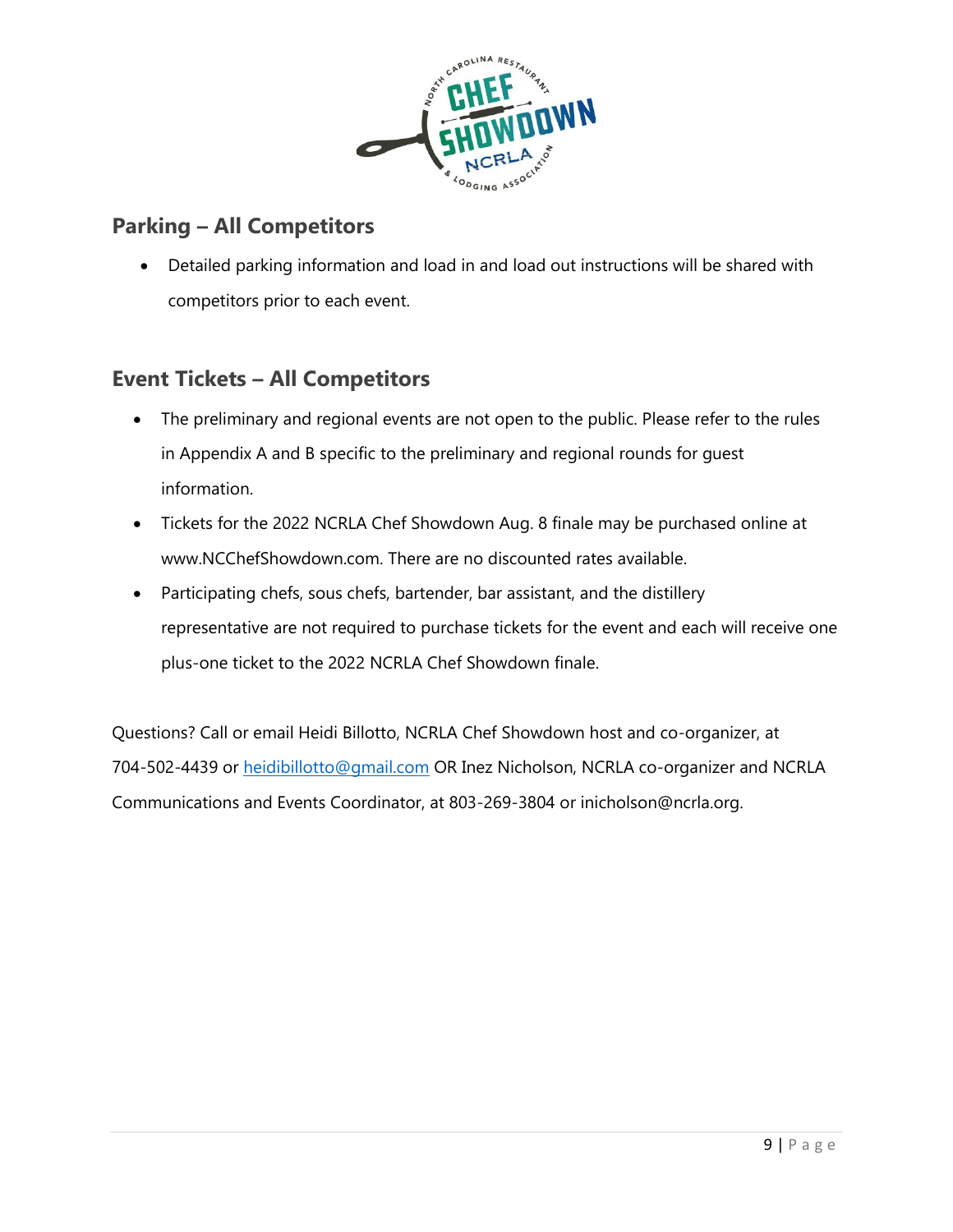## Parking – All Competitors

- Detailed parking information and load in and load out instructions will be shared with competitors prior to each event.

## Event Tickets – All Competitors

- The preliminary and regional events are not open to the public. Please refer to the rules in Appendix A and B specific to the preliminary and regional rounds for guest information.
- Tickets for the 2022 NCRLA Chef Showdown Aug. 8 finale may be purchased online at www.NCChefShowdown.com. There are no discounted rates available.
- Participating chefs, sous chefs, bartender, bar assistant, and the distillery representative are not required to purchase tickets for the event and each will receive one plus-one ticket to the 2022 NCRLA Chef Showdown finale.

Questions? Call or email Heidi Billotto, NCRLA Chef Showdown host and co-organizer, at 704-502-4439 or heidibillotto@gmail.com OR Inez Nicholson, NCRLA co-organizer and NCRLA Communications and Events Coordinator, at 803-269-3804 or inicholson@ncrla.org.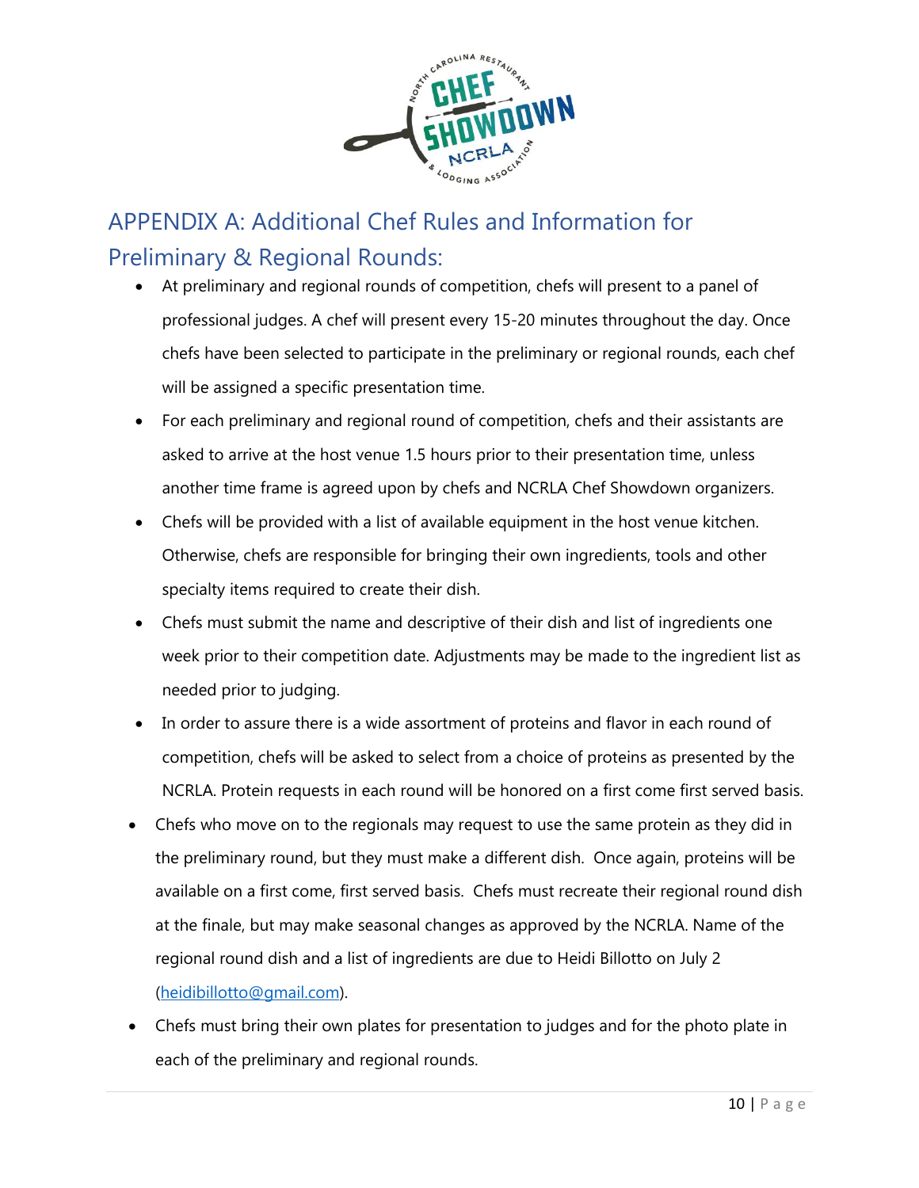## APPENDIX A: Additional Chef Rules and Information for Preliminary & Regional Rounds:

- At preliminary and regional rounds of competition, chefs will present to a panel of professional judges. A chef will present every 15-20 minutes throughout the day. Once chefs have been selected to participate in the preliminary or regional rounds, each chef will be assigned a specific presentation time.
- For each preliminary and regional round of competition, chefs and their assistants are asked to arrive at the host venue 1.5 hours prior to their presentation time, unless another time frame is agreed upon by chefs and NCRLA Chef Showdown organizers.
- Chefs will be provided with a list of available equipment in the host venue kitchen. Otherwise, chefs are responsible for bringing their own ingredients, tools and other specialty items required to create their dish.
- Chefs must submit the name and descriptive of their dish and list of ingredients one week prior to their competition date. Adjustments may be made to the ingredient list as needed prior to judging.
- In order to assure there is a wide assortment of proteins and flavor in each round of competition, chefs will be asked to select from a choice of proteins as presented by the NCRLA. Protein requests in each round will be honored on a first come first served basis.
- Chefs who move on to the regionals may request to use the same protein as they did in the preliminary round, but they must make a different dish. Once again, proteins will be available on a first come, first served basis. Chefs must recreate their regional round dish at the finale, but may make seasonal changes as approved by the NCRLA. Name of the regional round dish and a list of ingredients are due to Heidi Billotto on July 2 (heidibillotto@gmail.com).
- Chefs must bring their own plates for presentation to judges and for the photo plate in each of the preliminary and regional rounds.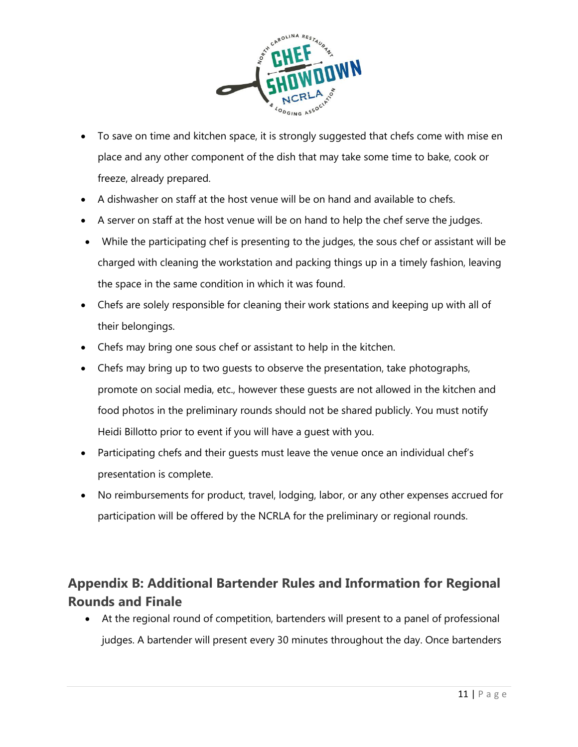- To save on time and kitchen space, it is strongly suggested that chefs come with mise en place and any other component of the dish that may take some time to bake, cook or freeze, already prepared.
- A dishwasher on staff at the host venue will be on hand and available to chefs.
- A server on staff at the host venue will be on hand to help the chef serve the judges.
- While the participating chef is presenting to the judges, the sous chef or assistant will be charged with cleaning the workstation and packing things up in a timely fashion, leaving the space in the same condition in which it was found.
- Chefs are solely responsible for cleaning their work stations and keeping up with all of their belongings.
- Chefs may bring one sous chef or assistant to help in the kitchen.
- Chefs may bring up to two guests to observe the presentation, take photographs, promote on social media, etc., however these guests are not allowed in the kitchen and food photos in the preliminary rounds should not be shared publicly. You must notify Heidi Billotto prior to event if you will have a guest with you.
- Participating chefs and their guests must leave the venue once an individual chef's presentation is complete.
- No reimbursements for product, travel, lodging, labor, or any other expenses accrued for participation will be offered by the NCRLA for the preliminary or regional rounds.

## Appendix B: Additional Bartender Rules and Information for Regional Rounds and Finale

- At the regional round of competition, bartenders will present to a panel of professional judges. A bartender will present every 30 minutes throughout the day. Once bartenders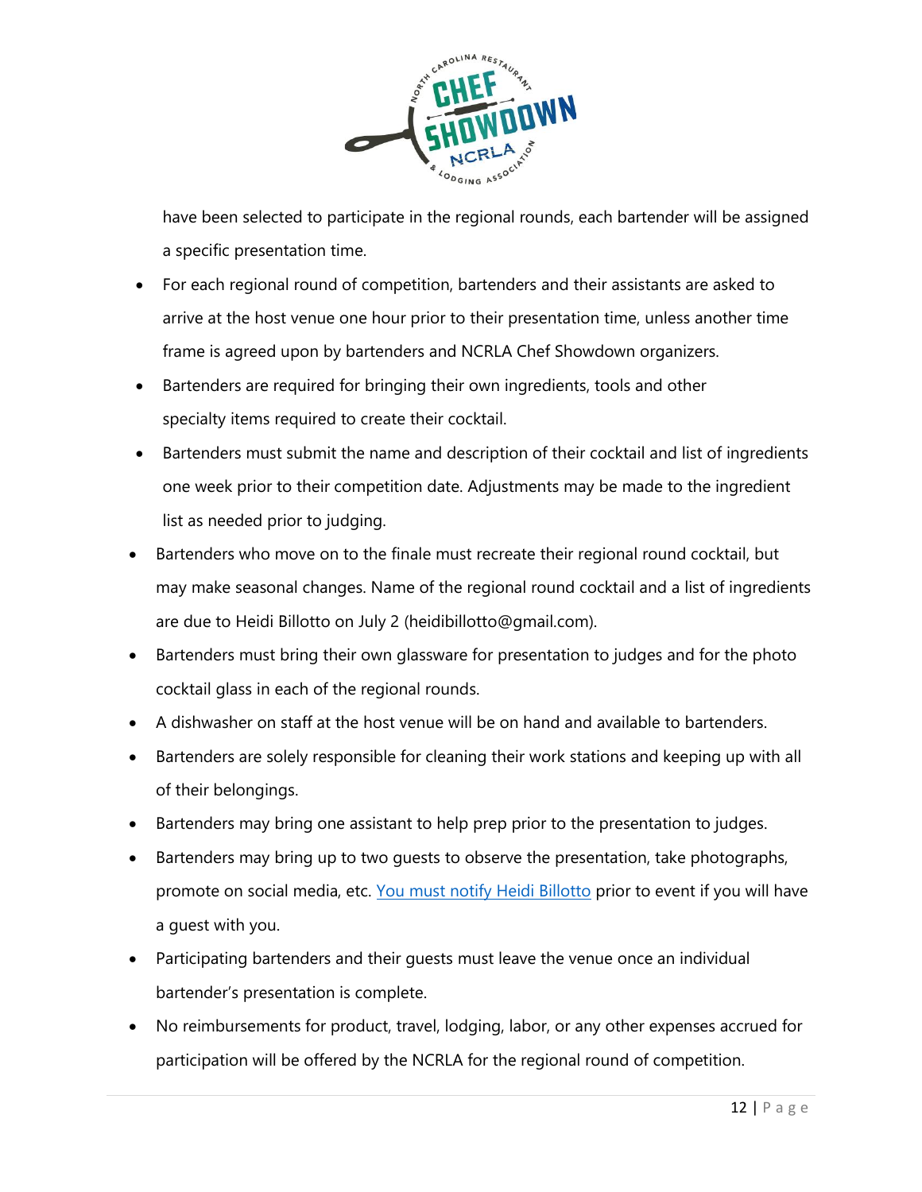have been selected to participate in the regional rounds, each bartender will be assigned a specific presentation time.

- For each regional round of competition, bartenders and their assistants are asked to arrive at the host venue one hour prior to their presentation time, unless another time frame is agreed upon by bartenders and NCRLA Chef Showdown organizers.
- Bartenders are required for bringing their own ingredients, tools and other specialty items required to create their cocktail.
- Bartenders must submit the name and description of their cocktail and list of ingredients one week prior to their competition date. Adjustments may be made to the ingredient list as needed prior to judging.
- Bartenders who move on to the finale must recreate their regional round cocktail, but may make seasonal changes. Name of the regional round cocktail and a list of ingredients are due to Heidi Billotto on July 2 (heidibillotto@gmail.com).
- Bartenders must bring their own glassware for presentation to judges and for the photo cocktail glass in each of the regional rounds.
- A dishwasher on staff at the host venue will be on hand and available to bartenders.
- Bartenders are solely responsible for cleaning their work stations and keeping up with all of their belongings.
- Bartenders may bring one assistant to help prep prior to the presentation to judges.
- Bartenders may bring up to two guests to observe the presentation, take photographs, promote on social media, etc. You must notify Heidi Billotto prior to event if you will have a guest with you.
- Participating bartenders and their guests must leave the venue once an individual bartender's presentation is complete.
- No reimbursements for product, travel, lodging, labor, or any other expenses accrued for participation will be offered by the NCRLA for the regional round of competition.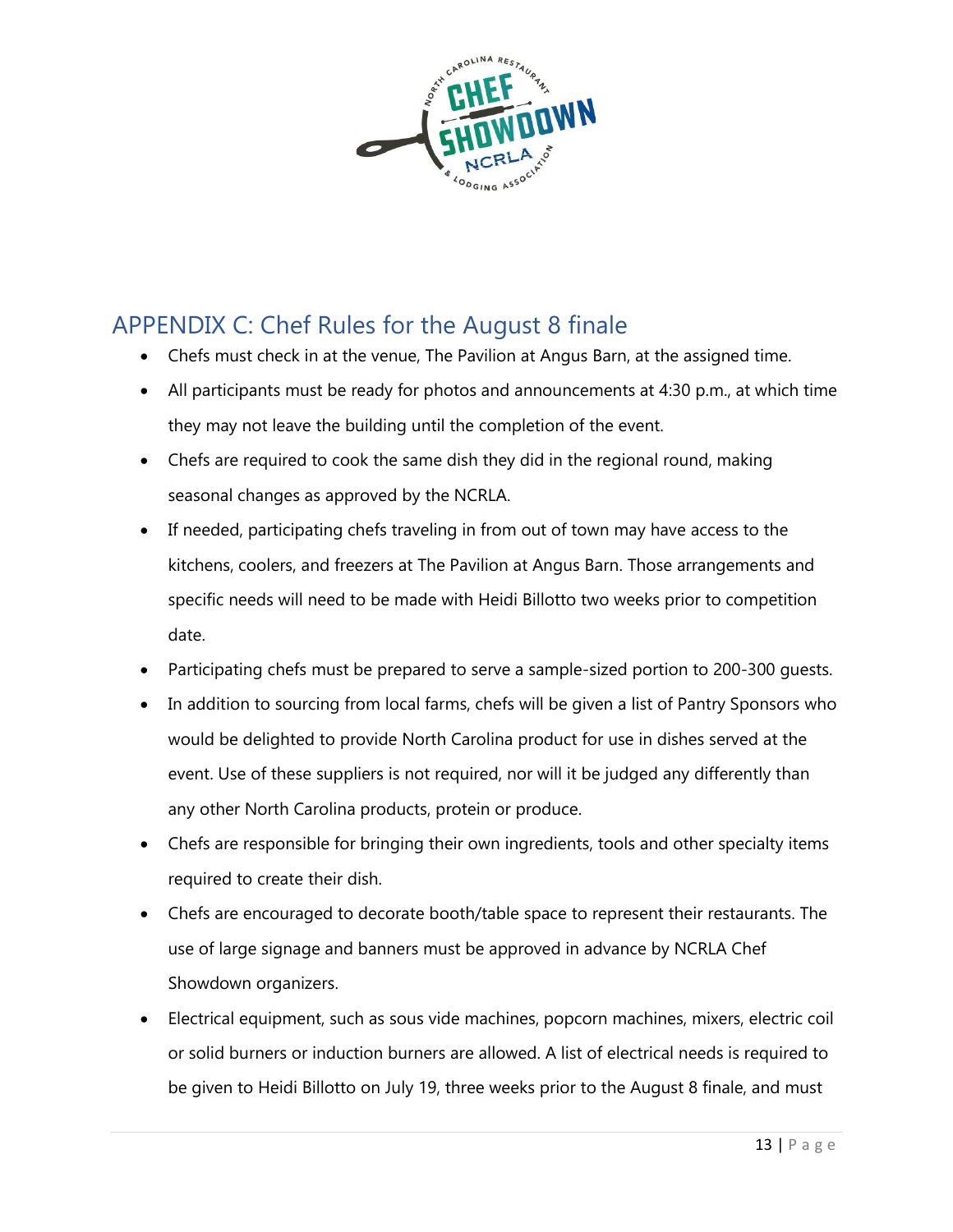## APPENDIX C: Chef Rules for the August 8 finale

- Chefs must check in at the venue, The Pavilion at Angus Barn, at the assigned time.
- All participants must be ready for photos and announcements at 4:30 p.m., at which time they may not leave the building until the completion of the event.
- Chefs are required to cook the same dish they did in the regional round, making seasonal changes as approved by the NCRLA.
- If needed, participating chefs traveling in from out of town may have access to the kitchens, coolers, and freezers at The Pavilion at Angus Barn. Those arrangements and specific needs will need to be made with Heidi Billotto two weeks prior to competition date.
- Participating chefs must be prepared to serve a sample-sized portion to 200-300 guests.
- In addition to sourcing from local farms, chefs will be given a list of Pantry Sponsors who would be delighted to provide North Carolina product for use in dishes served at the event. Use of these suppliers is not required, nor will it be judged any differently than any other North Carolina products, protein or produce.
- Chefs are responsible for bringing their own ingredients, tools and other specialty items required to create their dish.
- Chefs are encouraged to decorate booth/table space to represent their restaurants. The use of large signage and banners must be approved in advance by NCRLA Chef Showdown organizers.
- Electrical equipment, such as sous vide machines, popcorn machines, mixers, electric coil or solid burners or induction burners are allowed. A list of electrical needs is required to be given to Heidi Billotto on July 19, three weeks prior to the August 8 finale, and must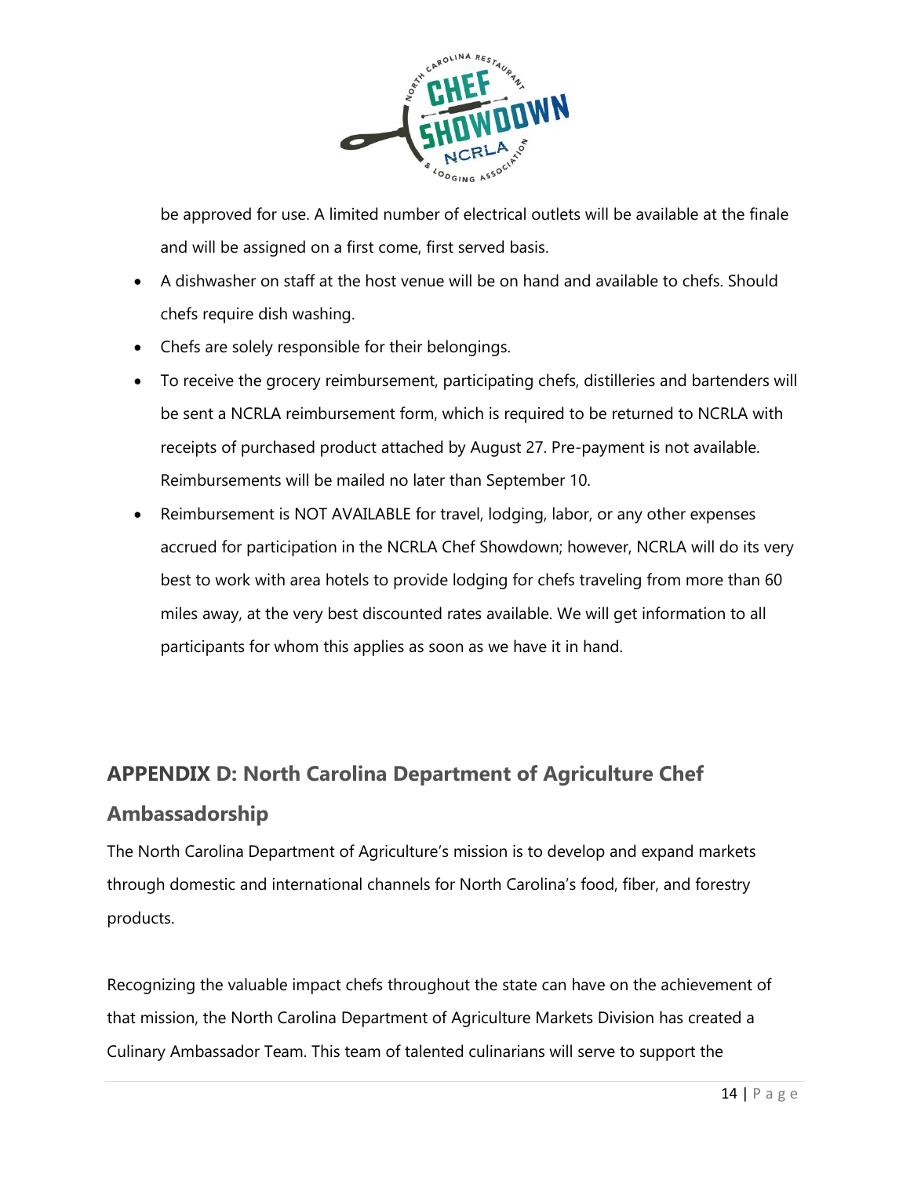be approved for use. A limited number of electrical outlets will be available at the finale and will be assigned on a first come, first served basis.

- A dishwasher on staff at the host venue will be on hand and available to chefs. Should chefs require dish washing.
- Chefs are solely responsible for their belongings.
- To receive the grocery reimbursement, participating chefs, distilleries and bartenders will be sent a NCRLA reimbursement form, which is required to be returned to NCRLA with receipts of purchased product attached by August 27. Pre-payment is not available. Reimbursements will be mailed no later than September 10.
- Reimbursement is NOT AVAILABLE for travel, lodging, labor, or any other expenses accrued for participation in the NCRLA Chef Showdown; however, NCRLA will do its very best to work with area hotels to provide lodging for chefs traveling from more than 60 miles away, at the very best discounted rates available. We will get information to all participants for whom this applies as soon as we have it in hand.

## APPENDIX D: North Carolina Department of Agriculture Chef Ambassadorship

The North Carolina Department of Agriculture's mission is to develop and expand markets through domestic and international channels for North Carolina's food, fiber, and forestry products.

Recognizing the valuable impact chefs throughout the state can have on the achievement of that mission, the North Carolina Department of Agriculture Markets Division has created a Culinary Ambassador Team. This team of talented culinarians will serve to support the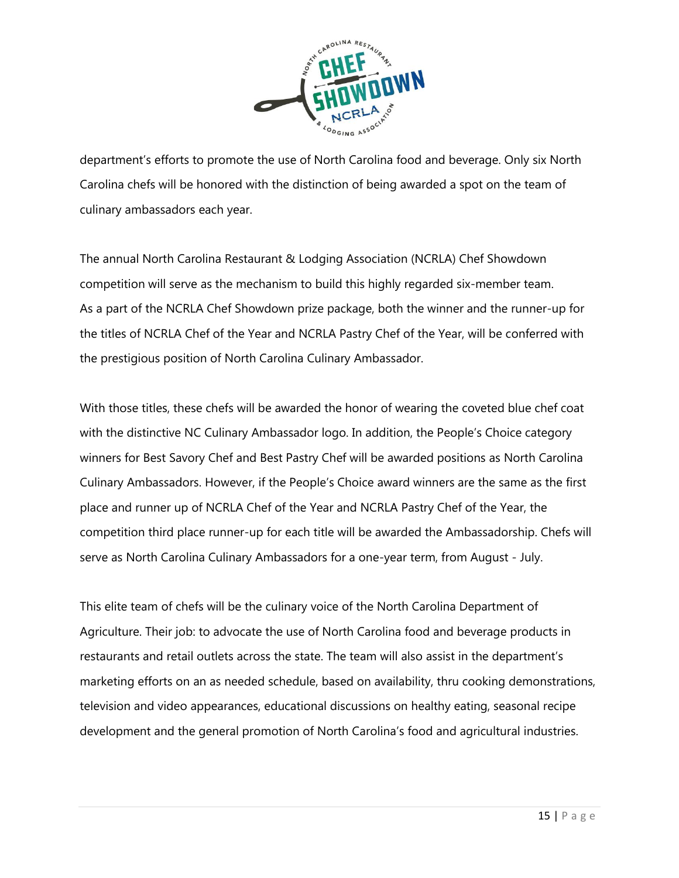department's efforts to promote the use of North Carolina food and beverage. Only six North Carolina chefs will be honored with the distinction of being awarded a spot on the team of culinary ambassadors each year.

The annual North Carolina Restaurant & Lodging Association (NCRLA) Chef Showdown competition will serve as the mechanism to build this highly regarded six-member team. As a part of the NCRLA Chef Showdown prize package, both the winner and the runner-up for the titles of NCRLA Chef of the Year and NCRLA Pastry Chef of the Year, will be conferred with the prestigious position of North Carolina Culinary Ambassador.

With those titles, these chefs will be awarded the honor of wearing the coveted blue chef coat with the distinctive NC Culinary Ambassador logo. In addition, the People's Choice category winners for Best Savory Chef and Best Pastry Chef will be awarded positions as North Carolina Culinary Ambassadors. However, if the People's Choice award winners are the same as the first place and runner up of NCRLA Chef of the Year and NCRLA Pastry Chef of the Year, the competition third place runner-up for each title will be awarded the Ambassadorship. Chefs will serve as North Carolina Culinary Ambassadors for a one-year term, from August - July.

This elite team of chefs will be the culinary voice of the North Carolina Department of Agriculture. Their job: to advocate the use of North Carolina food and beverage products in restaurants and retail outlets across the state. The team will also assist in the department's marketing efforts on an as needed schedule, based on availability, thru cooking demonstrations, television and video appearances, educational discussions on healthy eating, seasonal recipe development and the general promotion of North Carolina's food and agricultural industries.